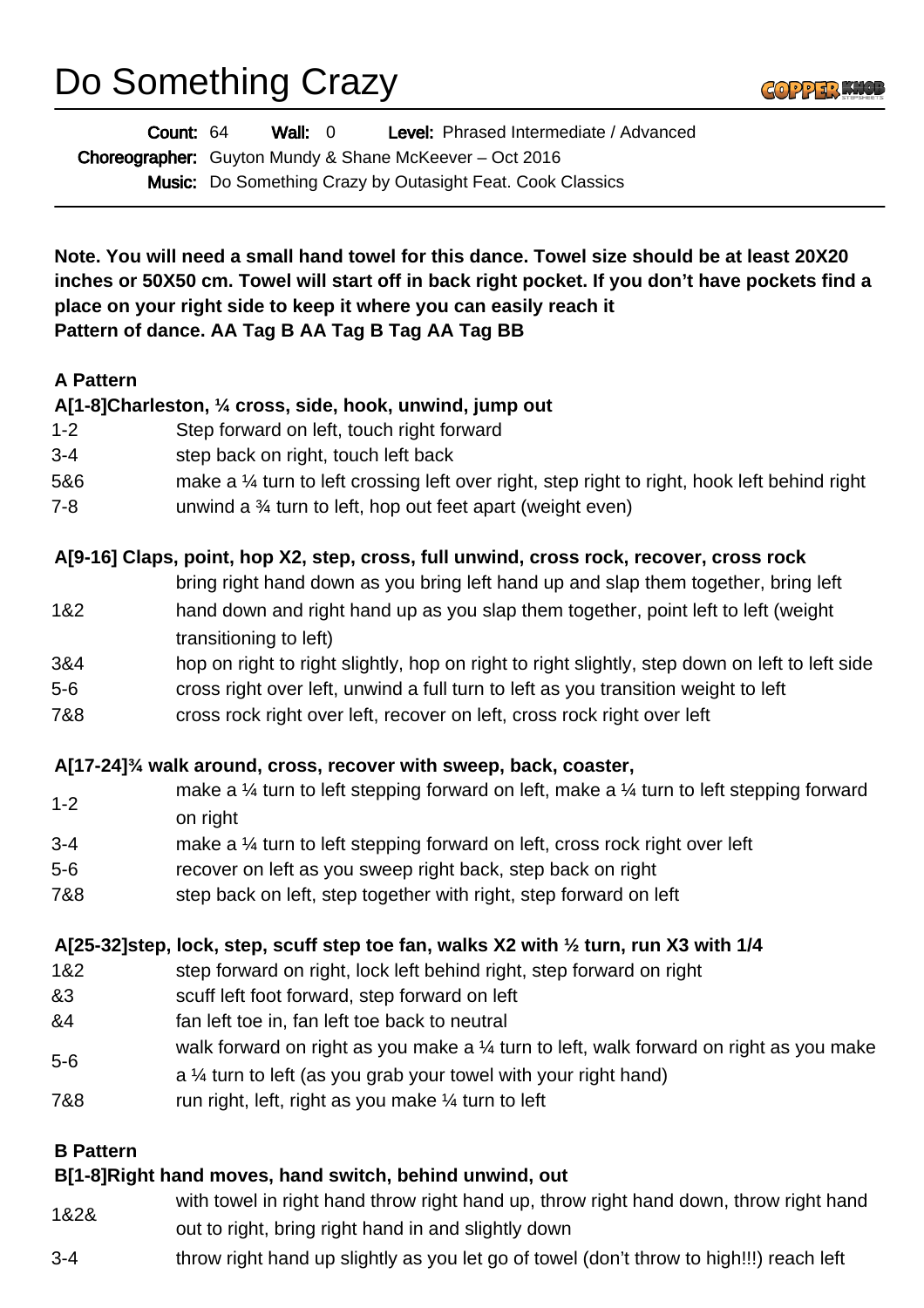# Do Something Crazy

**Count:** 64 **Wall:** 0 **Level:** Phrased Intermediate / Advanced

**Choreographer:** Guyton Mundy & Shane McKeever – Oct 2016

**Music:** Do Something Crazy by Outasight Feat. Cook Classics

**Note. You will need a small hand towel for this dance. Towel size should be at least 20X20 inches or 50X50 cm. Towel will start off in back right pocket. If you don't have pockets find a place on your right side to keep it where you can easily reach it**
**Pattern of dance. AA Tag B AA Tag B Tag AA Tag BB**

**A Pattern**

**A[1-8]Charleston, ¼ cross, side, hook, unwind, jump out**

| | |
|---|---|
| 1-2 | Step forward on left, touch right forward |
| 3-4 | step back on right, touch left back |
| 5&6 | make a ¼ turn to left crossing left over right, step right to right, hook left behind right |
| 7-8 | unwind a ¾ turn to left, hop out feet apart (weight even) |

**A[9-16] Claps, point, hop X2, step, cross, full unwind, cross rock, recover, cross rock**

| | |
|---|---|
| 1&2 | bring right hand down as you bring left hand up and slap them together, bring left hand down and right hand up as you slap them together, point left to left (weight transitioning to left) |
| 3&4 | hop on right to right slightly, hop on right to right slightly, step down on left to left side |
| 5-6 | cross right over left, unwind a full turn to left as you transition weight to left |
| 7&8 | cross rock right over left, recover on left, cross rock right over left |

**A[17-24]¾ walk around, cross, recover with sweep, back, coaster,**

| | |
|---|---|
| 1-2 | make a ¼ turn to left stepping forward on left, make a ¼ turn to left stepping forward on right |
| 3-4 | make a ¼ turn to left stepping forward on left, cross rock right over left |
| 5-6 | recover on left as you sweep right back, step back on right |
| 7&8 | step back on left, step together with right, step forward on left |

**A[25-32]step, lock, step, scuff step toe fan, walks X2 with ½ turn, run X3 with 1/4**

| | |
|---|---|
| 1&2 | step forward on right, lock left behind right, step forward on right |
| &3 | scuff left foot forward, step forward on left |
| &4 | fan left toe in, fan left toe back to neutral |
| 5-6 | walk forward on right as you make a ¼ turn to left, walk forward on right as you make a ¼ turn to left (as you grab your towel with your right hand) |
| 7&8 | run right, left, right as you make ¼ turn to left |

**B Pattern**

**B[1-8]Right hand moves, hand switch, behind unwind, out**

| | |
|---|---|
| 1&2& | with towel in right hand throw right hand up, throw right hand down, throw right hand out to right, bring right hand in and slightly down |
| 3-4 | throw right hand up slightly as you let go of towel (don't throw to high!!!) reach left |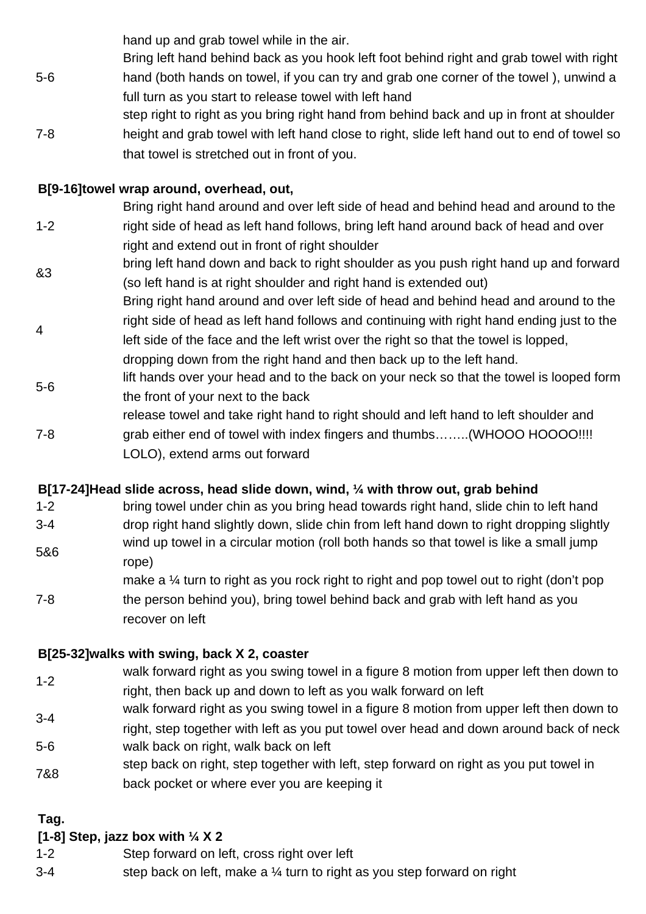| | |
|---|---|
| | hand up and grab towel while in the air. |
| 5-6 | Bring left hand behind back as you hook left foot behind right and grab towel with right hand (both hands on towel, if you can try and grab one corner of the towel ), unwind a full turn as you start to release towel with left hand |
| 7-8 | step right to right as you bring right hand from behind back and up in front at shoulder height and grab towel with left hand close to right, slide left hand out to end of towel so that towel is stretched out in front of you. |

**B[9-16]towel wrap around, overhead, out,**

| | |
|---|---|
| 1-2 | Bring right hand around and over left side of head and behind head and around to the right side of head as left hand follows, bring left hand around back of head and over right and extend out in front of right shoulder |
| &3 | bring left hand down and back to right shoulder as you push right hand up and forward (so left hand is at right shoulder and right hand is extended out) |
| 4 | Bring right hand around and over left side of head and behind head and around to the right side of head as left hand follows and continuing with right hand ending just to the left side of the face and the left wrist over the right so that the towel is lopped, dropping down from the right hand and then back up to the left hand. |
| 5-6 | lift hands over your head and to the back on your neck so that the towel is looped form the front of your next to the back |
| 7-8 | release towel and take right hand to right should and left hand to left shoulder and grab either end of towel with index fingers and thumbs……..(WHOOO HOOOO!!!! LOLO), extend arms out forward |

**B[17-24]Head slide across, head slide down, wind, ¼ with throw out, grab behind**

| | |
|---|---|
| 1-2 | bring towel under chin as you bring head towards right hand, slide chin to left hand |
| 3-4 | drop right hand slightly down, slide chin from left hand down to right dropping slightly |
| 5&6 | wind up towel in a circular motion (roll both hands so that towel is like a small jump rope) |
| 7-8 | make a ¼ turn to right as you rock right to right and pop towel out to right (don't pop the person behind you), bring towel behind back and grab with left hand as you recover on left |

**B[25-32]walks with swing, back X 2, coaster**

| | |
|---|---|
| 1-2 | walk forward right as you swing towel in a figure 8 motion from upper left then down to right, then back up and down to left as you walk forward on left |
| 3-4 | walk forward right as you swing towel in a figure 8 motion from upper left then down to right, step together with left as you put towel over head and down around back of neck |
| 5-6 | walk back on right, walk back on left |
| 7&8 | step back on right, step together with left, step forward on right as you put towel in back pocket or where ever you are keeping it |

**Tag.**

**[1-8] Step, jazz box with ¼ X 2**

| | |
|---|---|
| 1-2 | Step forward on left, cross right over left |
| 3-4 | step back on left, make a ¼ turn to right as you step forward on right |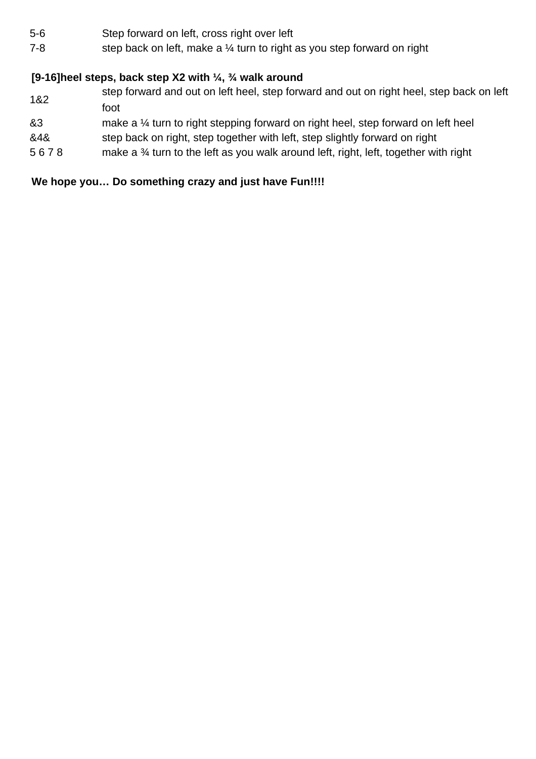| | |
|---|---|
| 5-6 | Step forward on left, cross right over left |
| 7-8 | step back on left, make a ¼ turn to right as you step forward on right |

**[9-16]heel steps, back step X2 with ¼, ¾ walk around**

| | |
|---|---|
| 1&2 | step forward and out on left heel, step forward and out on right heel, step back on left foot |
| &3 | make a ¼ turn to right stepping forward on right heel, step forward on left heel |
| &4& | step back on right, step together with left, step slightly forward on right |
| 5 6 7 8 | make a ¾ turn to the left as you walk around left, right, left, together with right |

**We hope you… Do something crazy and just have Fun!!!!**